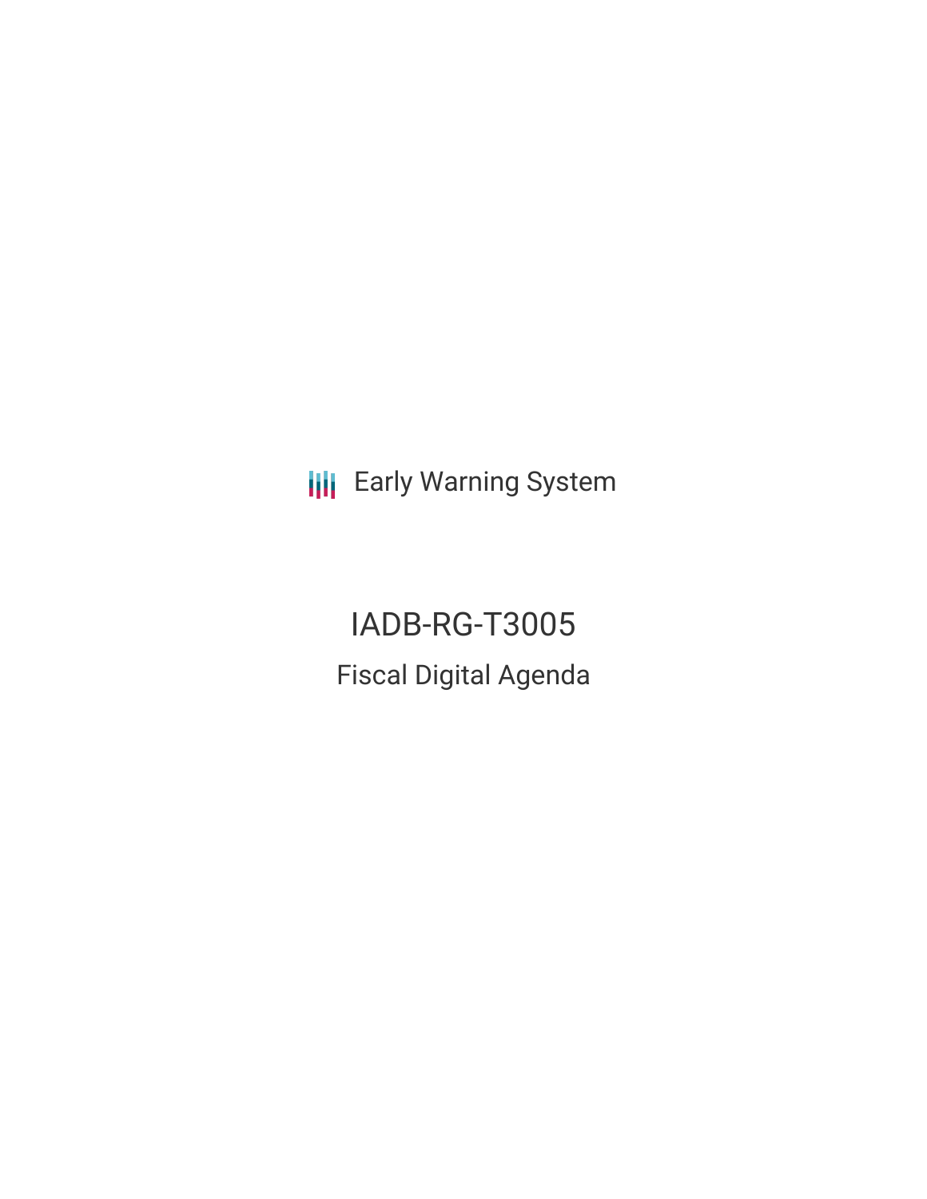Early Warning System

# IADB-RG-T3005

## Fiscal Digital Agenda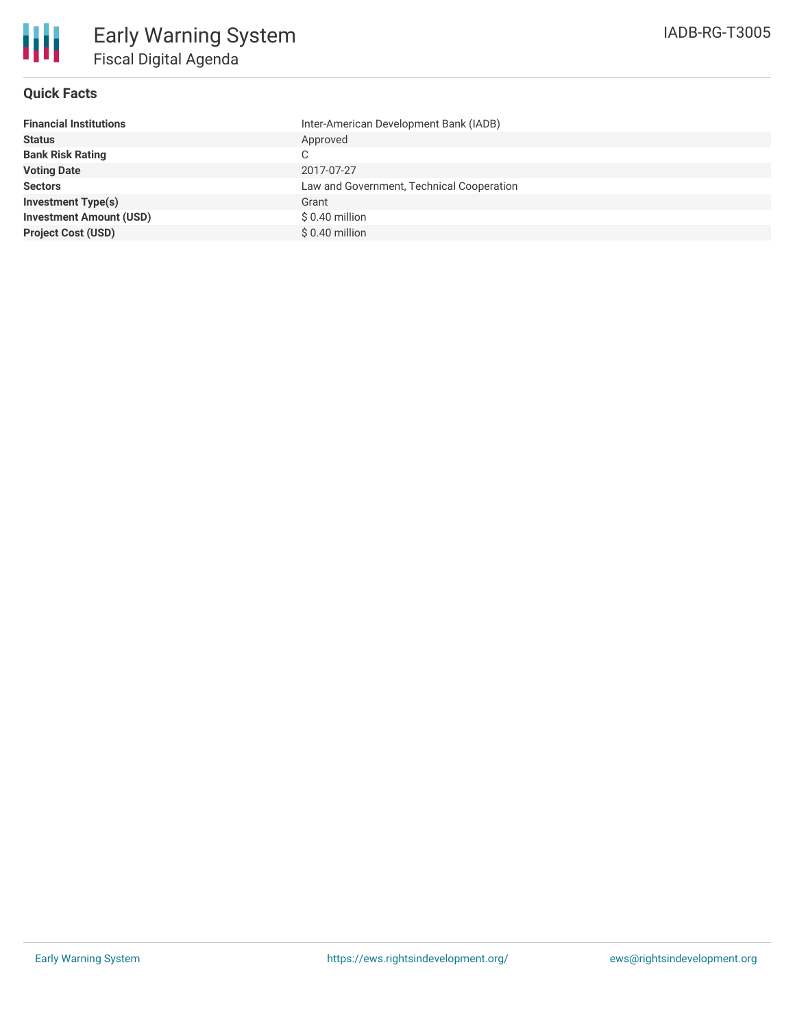# Early Warning System

## Fiscal Digital Agenda

IADB-RG-T3005

### Quick Facts

| | |
|---|---|
| **Financial Institutions** | Inter-American Development Bank (IADB) |
| **Status** | Approved |
| **Bank Risk Rating** | C |
| **Voting Date** | 2017-07-27 |
| **Sectors** | Law and Government, Technical Cooperation |
| **Investment Type(s)** | Grant |
| **Investment Amount (USD)** | $ 0.40 million |
| **Project Cost (USD)** | $ 0.40 million |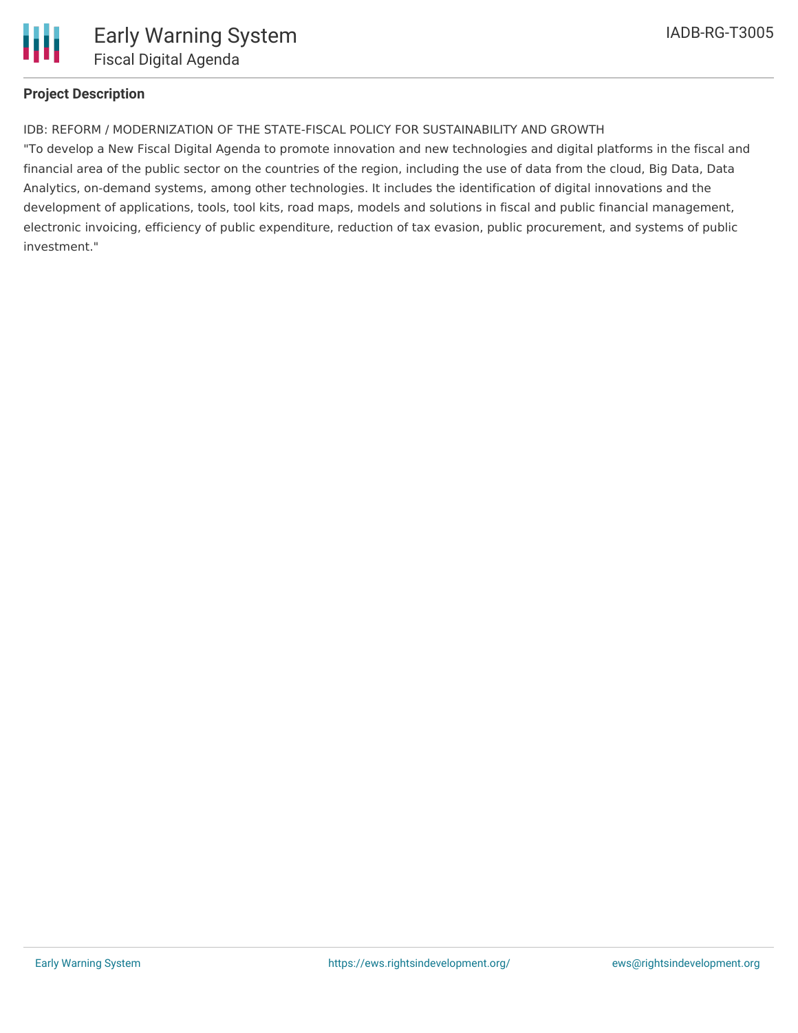**Project Description**

IDB: REFORM / MODERNIZATION OF THE STATE-FISCAL POLICY FOR SUSTAINABILITY AND GROWTH

"To develop a New Fiscal Digital Agenda to promote innovation and new technologies and digital platforms in the fiscal and financial area of the public sector on the countries of the region, including the use of data from the cloud, Big Data, Data Analytics, on-demand systems, among other technologies. It includes the identification of digital innovations and the development of applications, tools, tool kits, road maps, models and solutions in fiscal and public financial management, electronic invoicing, efficiency of public expenditure, reduction of tax evasion, public procurement, and systems of public investment."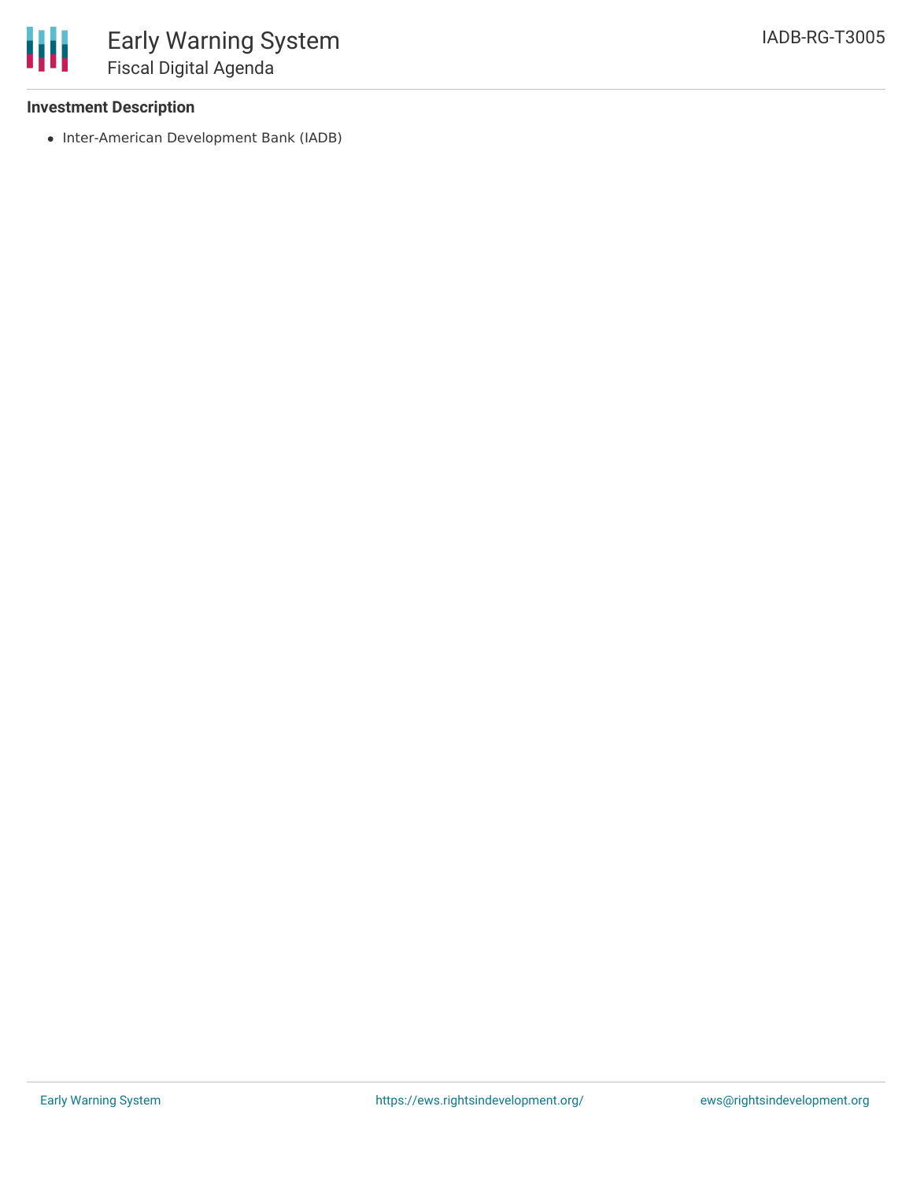### Investment Description

- Inter-American Development Bank (IADB)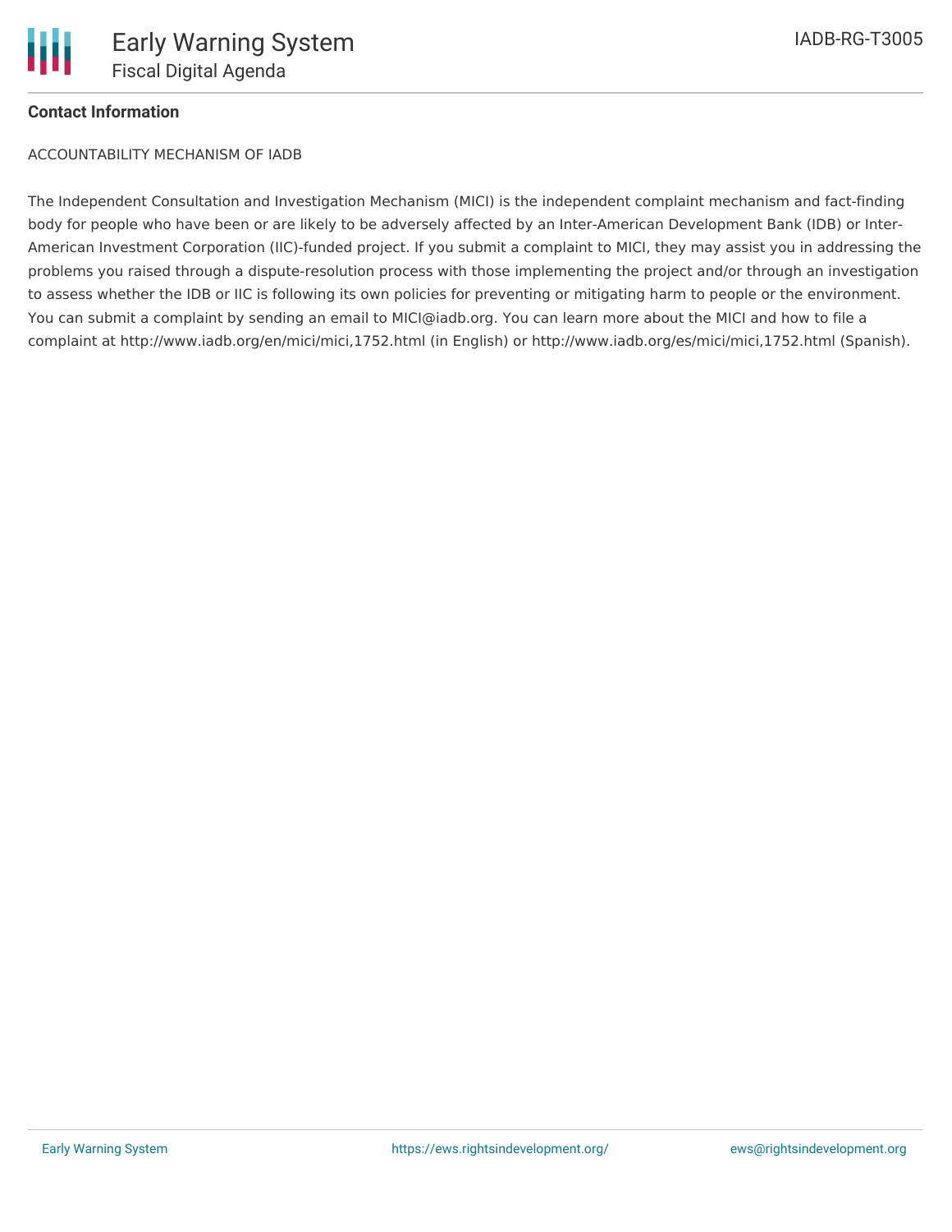**Contact Information**

ACCOUNTABILITY MECHANISM OF IADB

The Independent Consultation and Investigation Mechanism (MICI) is the independent complaint mechanism and fact-finding body for people who have been or are likely to be adversely affected by an Inter-American Development Bank (IDB) or Inter-American Investment Corporation (IIC)-funded project. If you submit a complaint to MICI, they may assist you in addressing the problems you raised through a dispute-resolution process with those implementing the project and/or through an investigation to assess whether the IDB or IIC is following its own policies for preventing or mitigating harm to people or the environment. You can submit a complaint by sending an email to MICI@iadb.org. You can learn more about the MICI and how to file a complaint at http://www.iadb.org/en/mici/mici,1752.html (in English) or http://www.iadb.org/es/mici/mici,1752.html (Spanish).